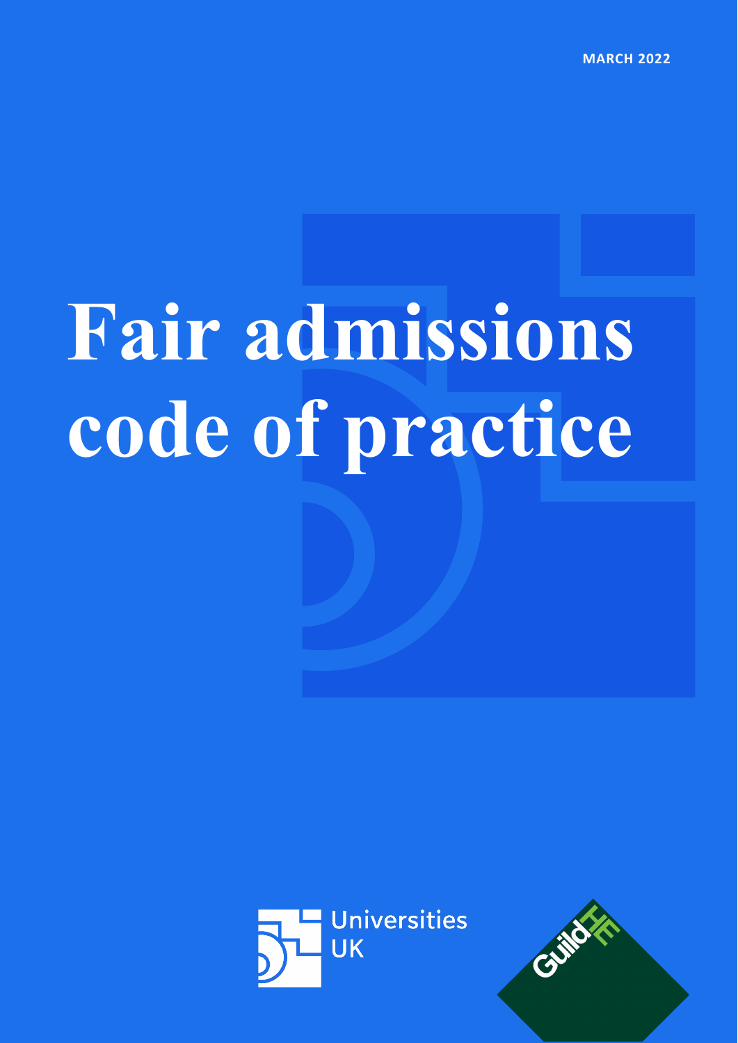MARCH 2022

# Fair admissions code of practice

Universities UK

GuildHE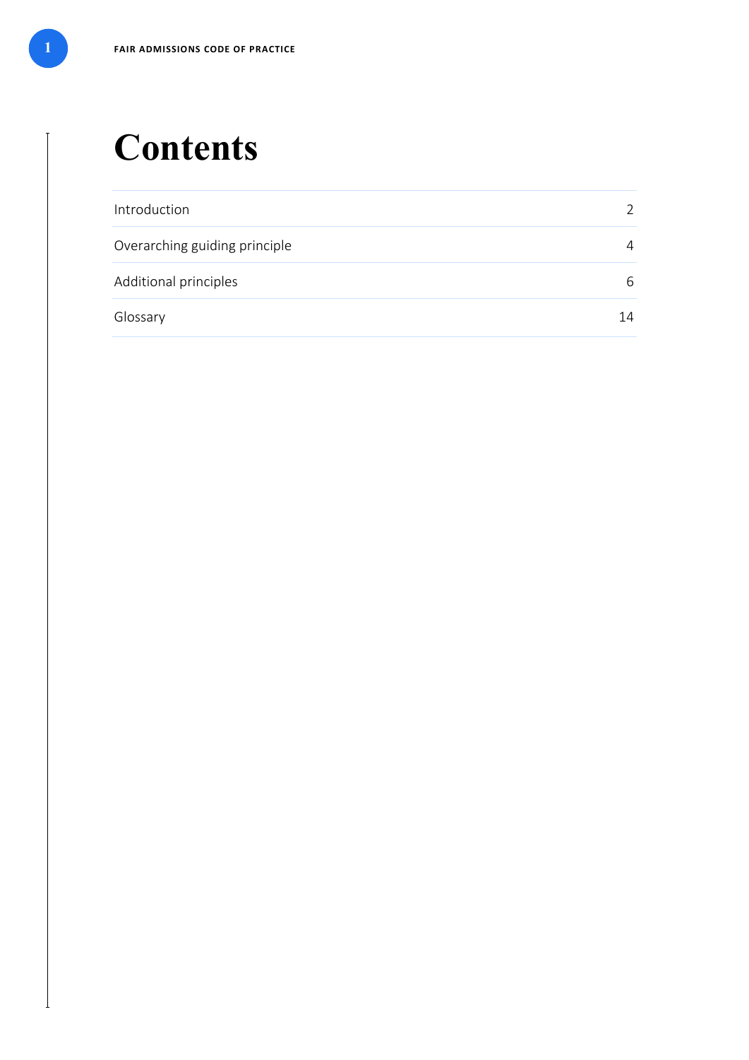# Contents

| | |
|---|---|
| Introduction | 2 |
| Overarching guiding principle | 4 |
| Additional principles | 6 |
| Glossary | 14 |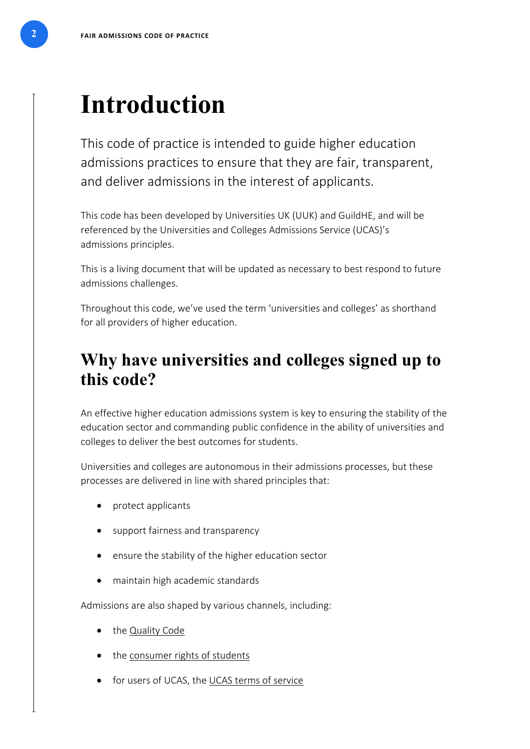# Introduction

This code of practice is intended to guide higher education admissions practices to ensure that they are fair, transparent, and deliver admissions in the interest of applicants.

This code has been developed by Universities UK (UUK) and GuildHE, and will be referenced by the Universities and Colleges Admissions Service (UCAS)'s admissions principles.

This is a living document that will be updated as necessary to best respond to future admissions challenges.

Throughout this code, we've used the term 'universities and colleges' as shorthand for all providers of higher education.

## Why have universities and colleges signed up to this code?

An effective higher education admissions system is key to ensuring the stability of the education sector and commanding public confidence in the ability of universities and colleges to deliver the best outcomes for students.

Universities and colleges are autonomous in their admissions processes, but these processes are delivered in line with shared principles that:

- protect applicants
- support fairness and transparency
- ensure the stability of the higher education sector
- maintain high academic standards

Admissions are also shaped by various channels, including:

- the Quality Code
- the consumer rights of students
- for users of UCAS, the UCAS terms of service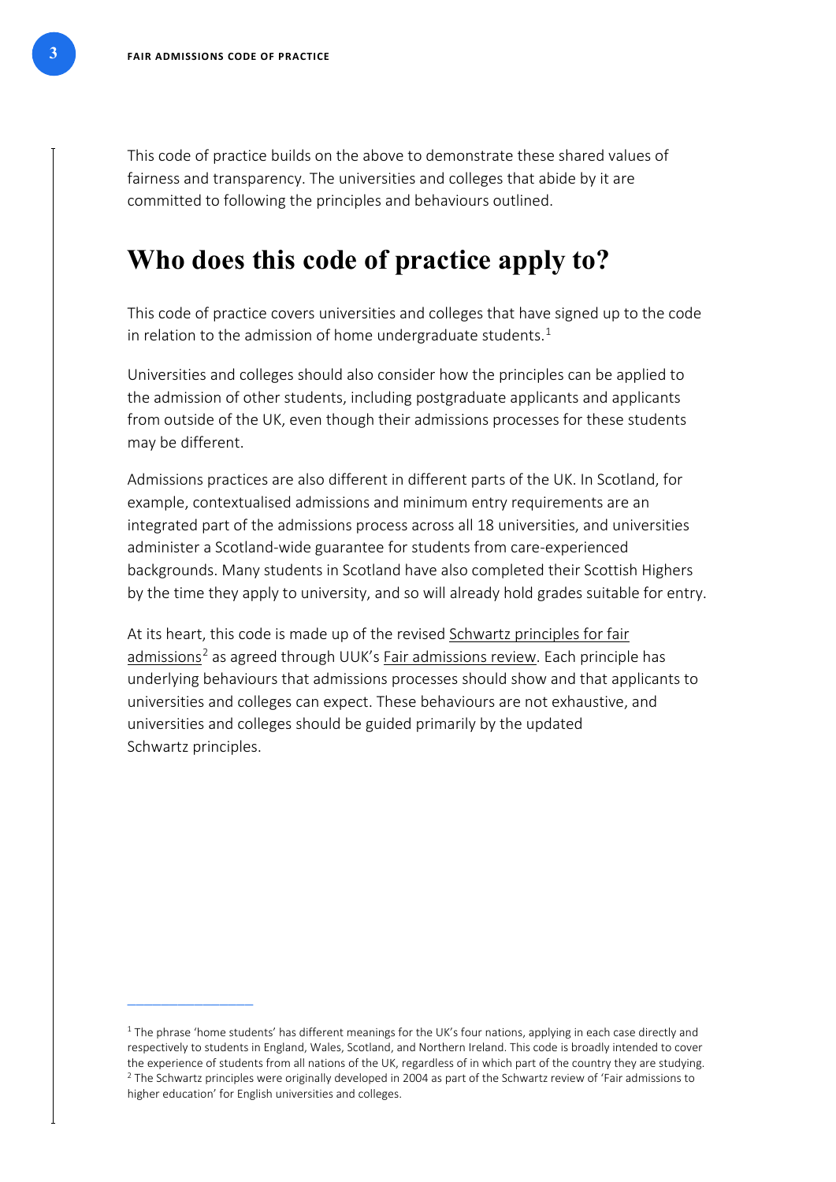This code of practice builds on the above to demonstrate these shared values of fairness and transparency. The universities and colleges that abide by it are committed to following the principles and behaviours outlined.

## Who does this code of practice apply to?

This code of practice covers universities and colleges that have signed up to the code in relation to the admission of home undergraduate students.[1]

Universities and colleges should also consider how the principles can be applied to the admission of other students, including postgraduate applicants and applicants from outside of the UK, even though their admissions processes for these students may be different.

Admissions practices are also different in different parts of the UK. In Scotland, for example, contextualised admissions and minimum entry requirements are an integrated part of the admissions process across all 18 universities, and universities administer a Scotland-wide guarantee for students from care-experienced backgrounds. Many students in Scotland have also completed their Scottish Highers by the time they apply to university, and so will already hold grades suitable for entry.

At its heart, this code is made up of the revised Schwartz principles for fair admissions[2] as agreed through UUK's Fair admissions review. Each principle has underlying behaviours that admissions processes should show and that applicants to universities and colleges can expect. These behaviours are not exhaustive, and universities and colleges should be guided primarily by the updated Schwartz principles.

---

[1] The phrase 'home students' has different meanings for the UK's four nations, applying in each case directly and respectively to students in England, Wales, Scotland, and Northern Ireland. This code is broadly intended to cover the experience of students from all nations of the UK, regardless of in which part of the country they are studying.

[2] The Schwartz principles were originally developed in 2004 as part of the Schwartz review of 'Fair admissions to higher education' for English universities and colleges.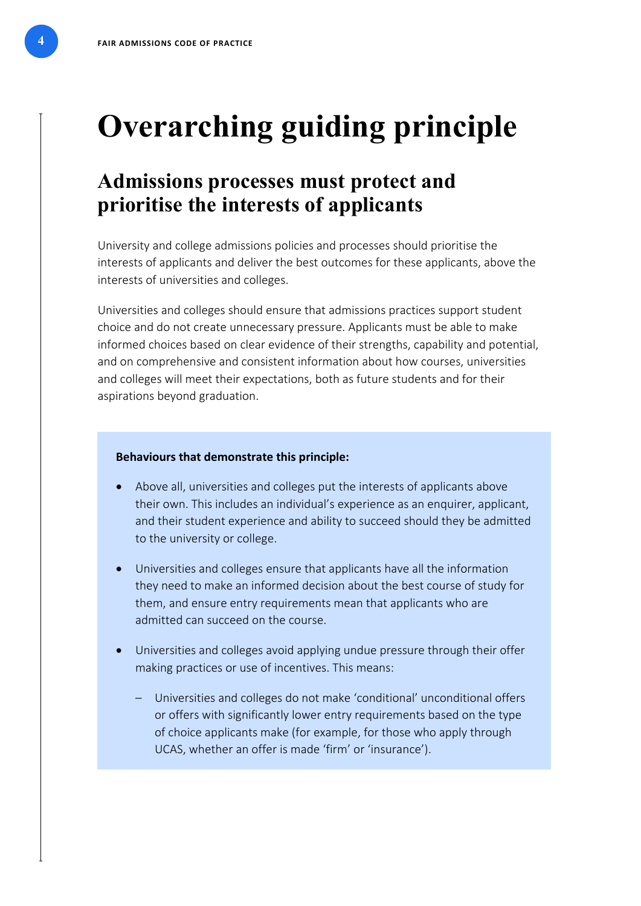# Overarching guiding principle

## Admissions processes must protect and prioritise the interests of applicants

University and college admissions policies and processes should prioritise the interests of applicants and deliver the best outcomes for these applicants, above the interests of universities and colleges.

Universities and colleges should ensure that admissions practices support student choice and do not create unnecessary pressure. Applicants must be able to make informed choices based on clear evidence of their strengths, capability and potential, and on comprehensive and consistent information about how courses, universities and colleges will meet their expectations, both as future students and for their aspirations beyond graduation.

**Behaviours that demonstrate this principle:**

- Above all, universities and colleges put the interests of applicants above their own. This includes an individual's experience as an enquirer, applicant, and their student experience and ability to succeed should they be admitted to the university or college.
- Universities and colleges ensure that applicants have all the information they need to make an informed decision about the best course of study for them, and ensure entry requirements mean that applicants who are admitted can succeed on the course.
- Universities and colleges avoid applying undue pressure through their offer making practices or use of incentives. This means:
  - Universities and colleges do not make 'conditional' unconditional offers or offers with significantly lower entry requirements based on the type of choice applicants make (for example, for those who apply through UCAS, whether an offer is made 'firm' or 'insurance').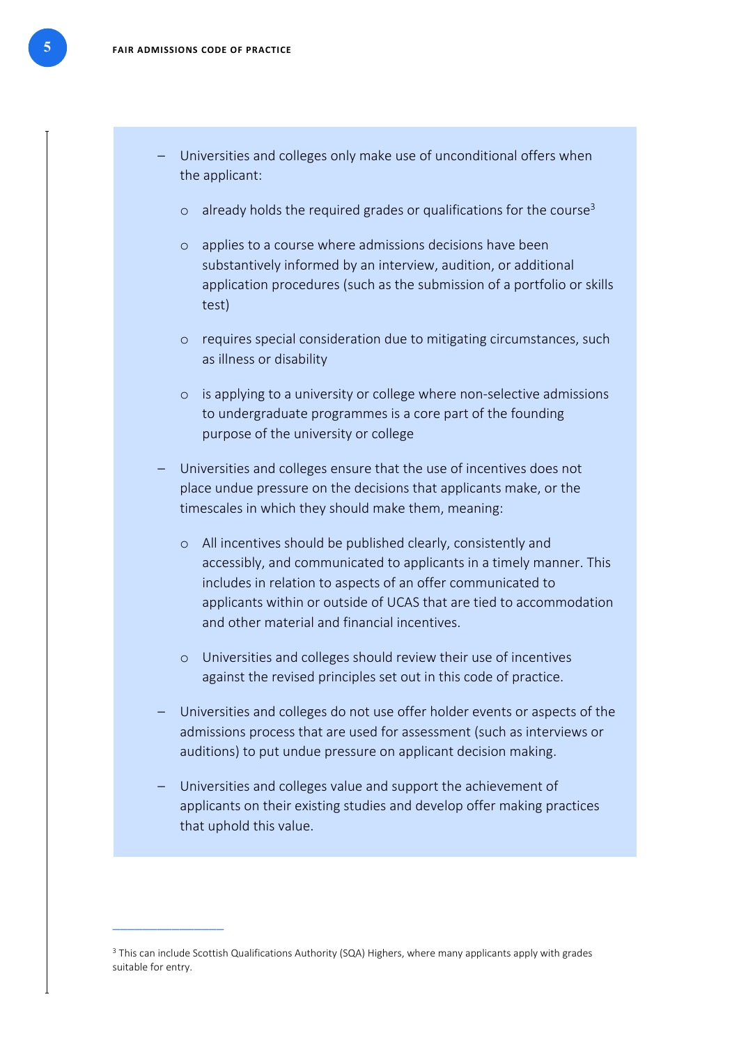- Universities and colleges only make use of unconditional offers when the applicant:
  - already holds the required grades or qualifications for the course[3]
  - applies to a course where admissions decisions have been substantively informed by an interview, audition, or additional application procedures (such as the submission of a portfolio or skills test)
  - requires special consideration due to mitigating circumstances, such as illness or disability
  - is applying to a university or college where non-selective admissions to undergraduate programmes is a core part of the founding purpose of the university or college
- Universities and colleges ensure that the use of incentives does not place undue pressure on the decisions that applicants make, or the timescales in which they should make them, meaning:
  - All incentives should be published clearly, consistently and accessibly, and communicated to applicants in a timely manner. This includes in relation to aspects of an offer communicated to applicants within or outside of UCAS that are tied to accommodation and other material and financial incentives.
  - Universities and colleges should review their use of incentives against the revised principles set out in this code of practice.
- Universities and colleges do not use offer holder events or aspects of the admissions process that are used for assessment (such as interviews or auditions) to put undue pressure on applicant decision making.
- Universities and colleges value and support the achievement of applicants on their existing studies and develop offer making practices that uphold this value.

[3] This can include Scottish Qualifications Authority (SQA) Highers, where many applicants apply with grades suitable for entry.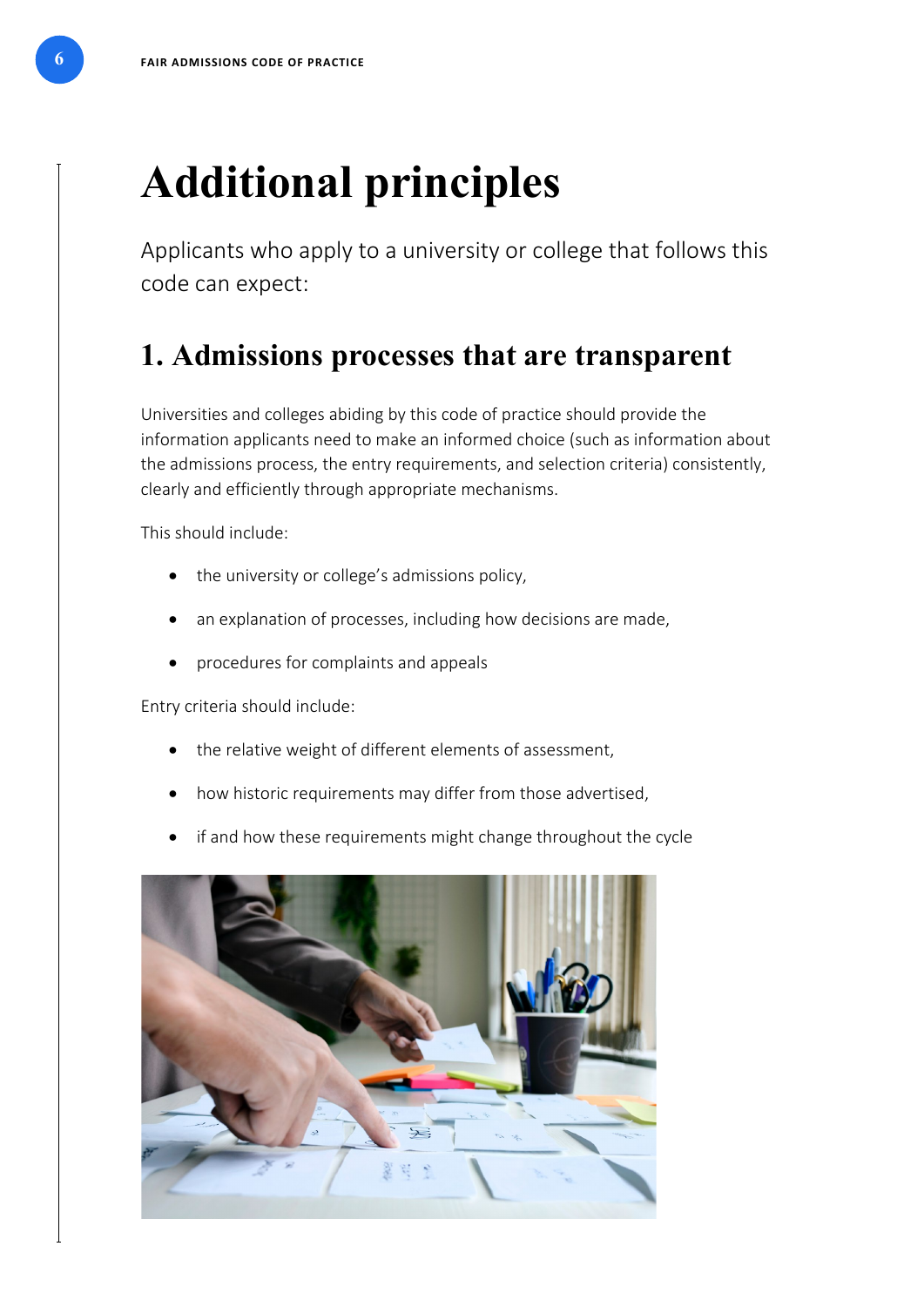# Additional principles

Applicants who apply to a university or college that follows this code can expect:

## 1. Admissions processes that are transparent

Universities and colleges abiding by this code of practice should provide the information applicants need to make an informed choice (such as information about the admissions process, the entry requirements, and selection criteria) consistently, clearly and efficiently through appropriate mechanisms.

This should include:

- the university or college's admissions policy,
- an explanation of processes, including how decisions are made,
- procedures for complaints and appeals

Entry criteria should include:

- the relative weight of different elements of assessment,
- how historic requirements may differ from those advertised,
- if and how these requirements might change throughout the cycle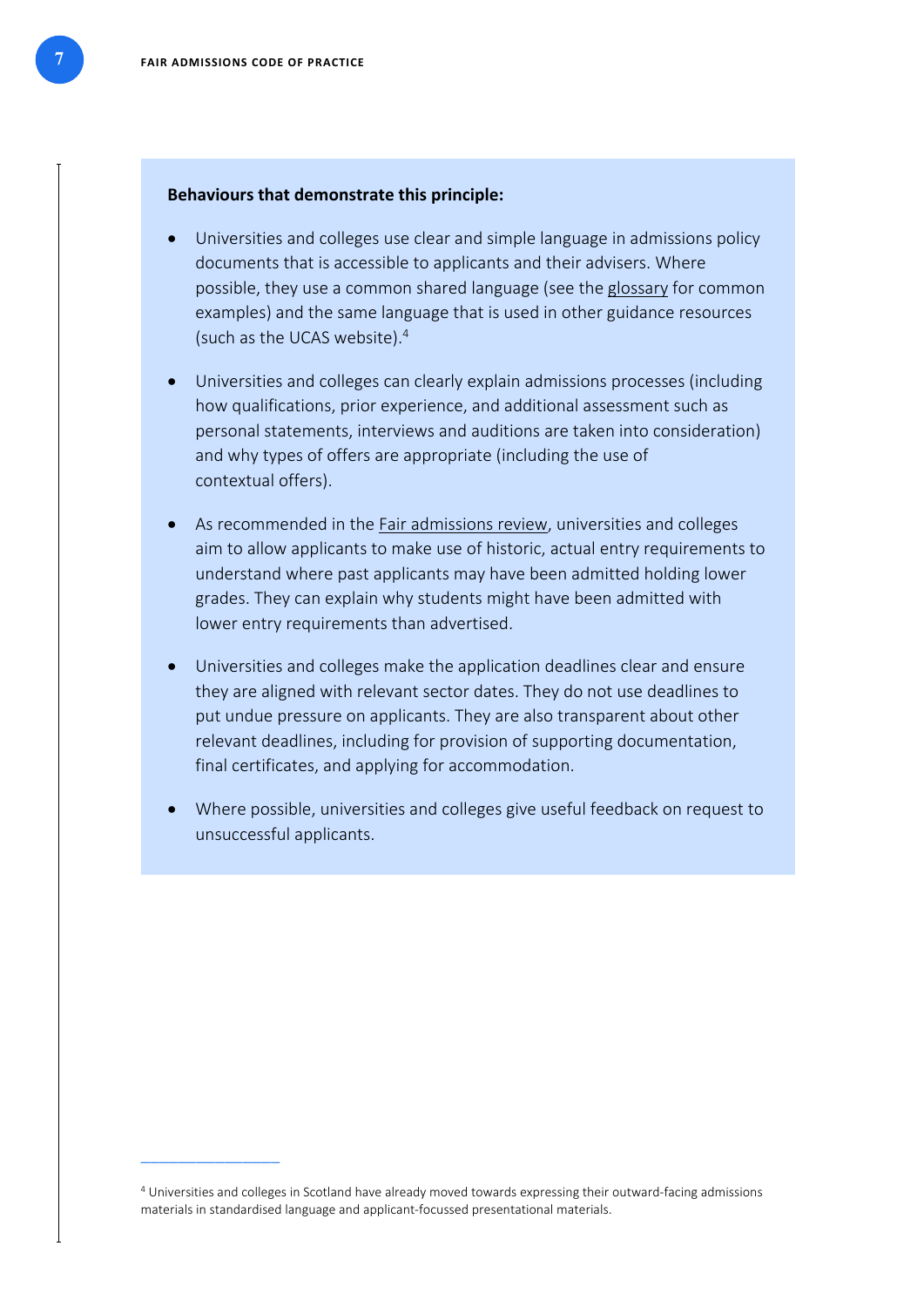**Behaviours that demonstrate this principle:**

- Universities and colleges use clear and simple language in admissions policy documents that is accessible to applicants and their advisers. Where possible, they use a common shared language (see the glossary for common examples) and the same language that is used in other guidance resources (such as the UCAS website).[4]
- Universities and colleges can clearly explain admissions processes (including how qualifications, prior experience, and additional assessment such as personal statements, interviews and auditions are taken into consideration) and why types of offers are appropriate (including the use of contextual offers).
- As recommended in the Fair admissions review, universities and colleges aim to allow applicants to make use of historic, actual entry requirements to understand where past applicants may have been admitted holding lower grades. They can explain why students might have been admitted with lower entry requirements than advertised.
- Universities and colleges make the application deadlines clear and ensure they are aligned with relevant sector dates. They do not use deadlines to put undue pressure on applicants. They are also transparent about other relevant deadlines, including for provision of supporting documentation, final certificates, and applying for accommodation.
- Where possible, universities and colleges give useful feedback on request to unsuccessful applicants.

---

[4] Universities and colleges in Scotland have already moved towards expressing their outward-facing admissions materials in standardised language and applicant-focussed presentational materials.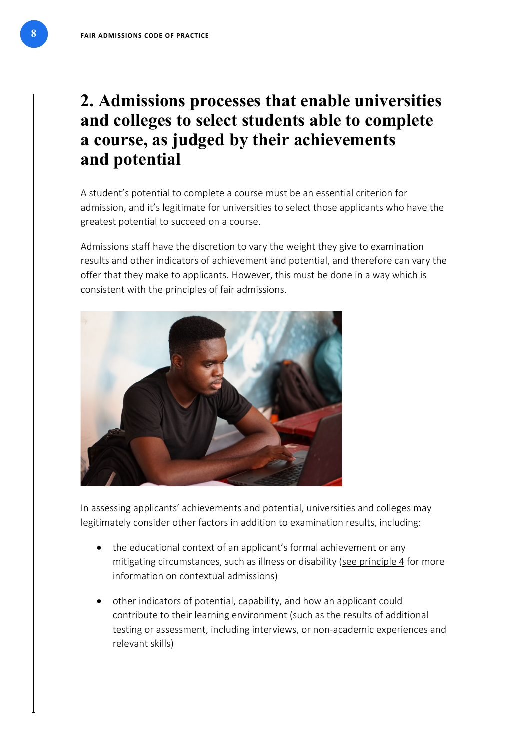## 2. Admissions processes that enable universities and colleges to select students able to complete a course, as judged by their achievements and potential

A student's potential to complete a course must be an essential criterion for admission, and it's legitimate for universities to select those applicants who have the greatest potential to succeed on a course.

Admissions staff have the discretion to vary the weight they give to examination results and other indicators of achievement and potential, and therefore can vary the offer that they make to applicants. However, this must be done in a way which is consistent with the principles of fair admissions.

In assessing applicants' achievements and potential, universities and colleges may legitimately consider other factors in addition to examination results, including:

- the educational context of an applicant's formal achievement or any mitigating circumstances, such as illness or disability (see principle 4 for more information on contextual admissions)
- other indicators of potential, capability, and how an applicant could contribute to their learning environment (such as the results of additional testing or assessment, including interviews, or non-academic experiences and relevant skills)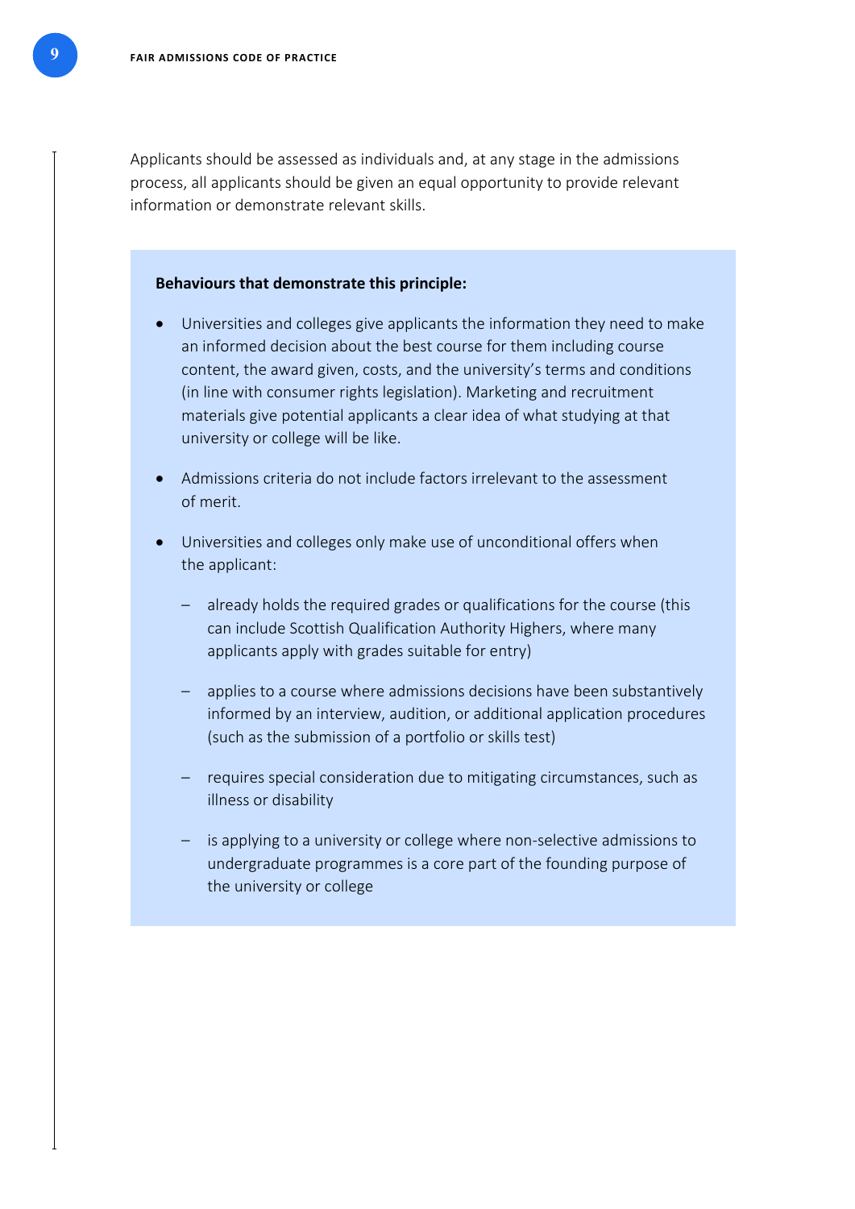Applicants should be assessed as individuals and, at any stage in the admissions process, all applicants should be given an equal opportunity to provide relevant information or demonstrate relevant skills.

**Behaviours that demonstrate this principle:**

- Universities and colleges give applicants the information they need to make an informed decision about the best course for them including course content, the award given, costs, and the university's terms and conditions (in line with consumer rights legislation). Marketing and recruitment materials give potential applicants a clear idea of what studying at that university or college will be like.
- Admissions criteria do not include factors irrelevant to the assessment of merit.
- Universities and colleges only make use of unconditional offers when the applicant:
  - already holds the required grades or qualifications for the course (this can include Scottish Qualification Authority Highers, where many applicants apply with grades suitable for entry)
  - applies to a course where admissions decisions have been substantively informed by an interview, audition, or additional application procedures (such as the submission of a portfolio or skills test)
  - requires special consideration due to mitigating circumstances, such as illness or disability
  - is applying to a university or college where non-selective admissions to undergraduate programmes is a core part of the founding purpose of the university or college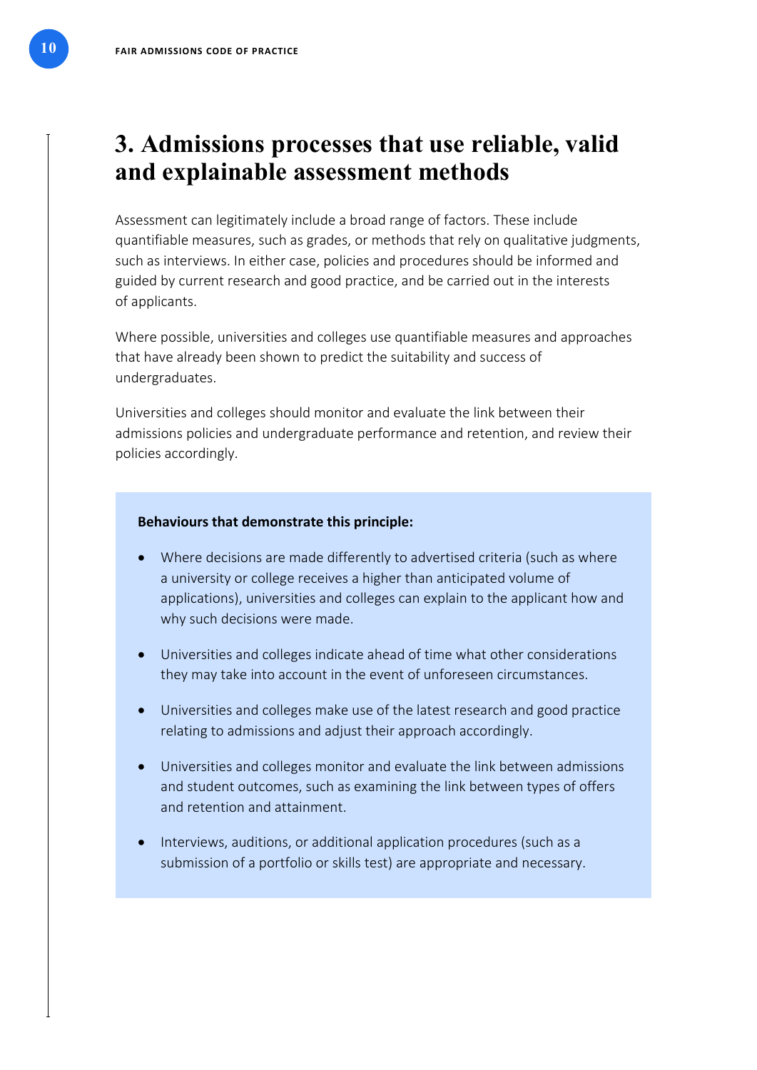# 3. Admissions processes that use reliable, valid and explainable assessment methods

Assessment can legitimately include a broad range of factors. These include quantifiable measures, such as grades, or methods that rely on qualitative judgments, such as interviews. In either case, policies and procedures should be informed and guided by current research and good practice, and be carried out in the interests of applicants.

Where possible, universities and colleges use quantifiable measures and approaches that have already been shown to predict the suitability and success of undergraduates.

Universities and colleges should monitor and evaluate the link between their admissions policies and undergraduate performance and retention, and review their policies accordingly.

**Behaviours that demonstrate this principle:**

- Where decisions are made differently to advertised criteria (such as where a university or college receives a higher than anticipated volume of applications), universities and colleges can explain to the applicant how and why such decisions were made.
- Universities and colleges indicate ahead of time what other considerations they may take into account in the event of unforeseen circumstances.
- Universities and colleges make use of the latest research and good practice relating to admissions and adjust their approach accordingly.
- Universities and colleges monitor and evaluate the link between admissions and student outcomes, such as examining the link between types of offers and retention and attainment.
- Interviews, auditions, or additional application procedures (such as a submission of a portfolio or skills test) are appropriate and necessary.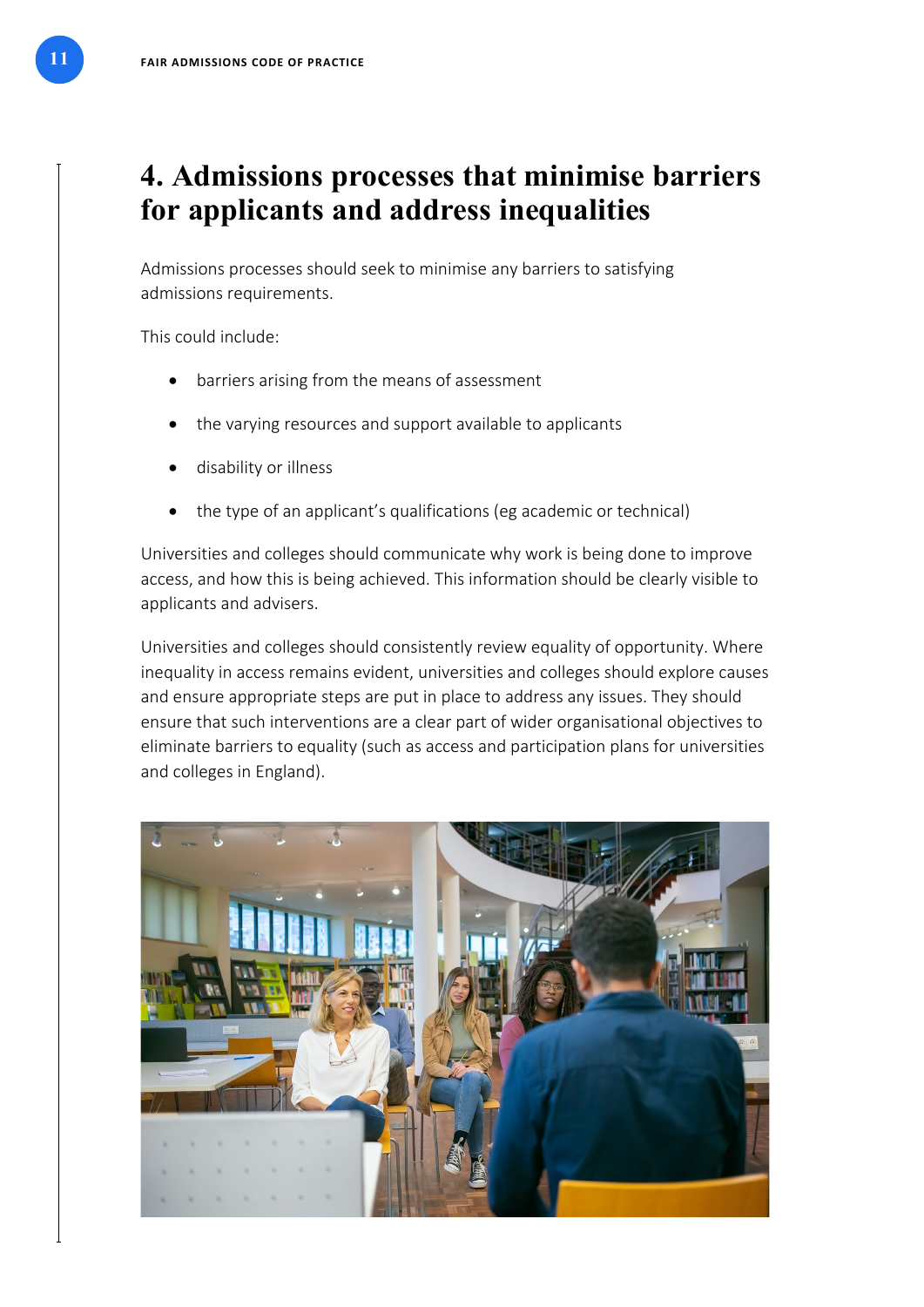# 4. Admissions processes that minimise barriers for applicants and address inequalities

Admissions processes should seek to minimise any barriers to satisfying admissions requirements.

This could include:

- barriers arising from the means of assessment
- the varying resources and support available to applicants
- disability or illness
- the type of an applicant's qualifications (eg academic or technical)

Universities and colleges should communicate why work is being done to improve access, and how this is being achieved. This information should be clearly visible to applicants and advisers.

Universities and colleges should consistently review equality of opportunity. Where inequality in access remains evident, universities and colleges should explore causes and ensure appropriate steps are put in place to address any issues. They should ensure that such interventions are a clear part of wider organisational objectives to eliminate barriers to equality (such as access and participation plans for universities and colleges in England).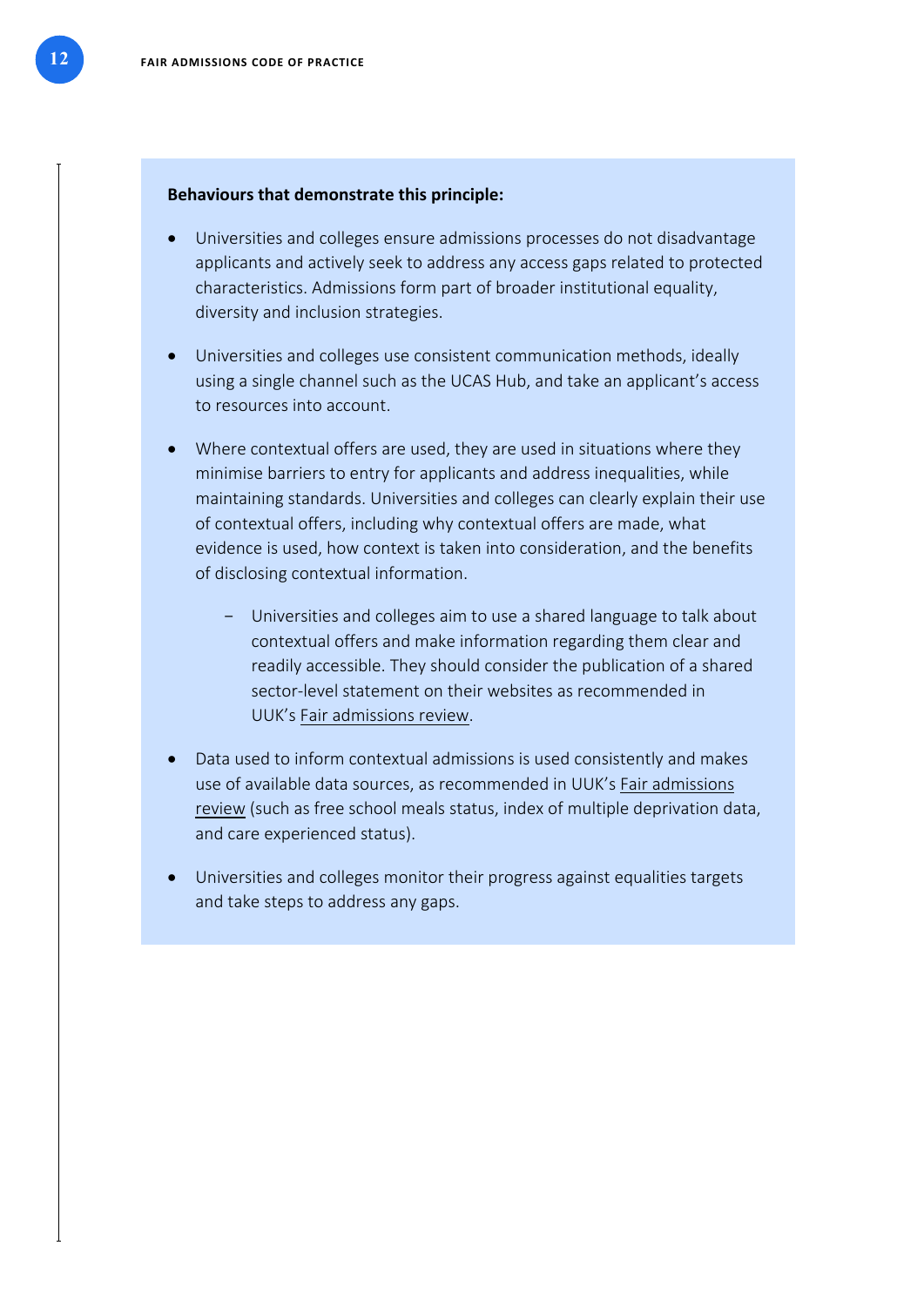**Behaviours that demonstrate this principle:**

- Universities and colleges ensure admissions processes do not disadvantage applicants and actively seek to address any access gaps related to protected characteristics. Admissions form part of broader institutional equality, diversity and inclusion strategies.

- Universities and colleges use consistent communication methods, ideally using a single channel such as the UCAS Hub, and take an applicant's access to resources into account.

- Where contextual offers are used, they are used in situations where they minimise barriers to entry for applicants and address inequalities, while maintaining standards. Universities and colleges can clearly explain their use of contextual offers, including why contextual offers are made, what evidence is used, how context is taken into consideration, and the benefits of disclosing contextual information.

  - Universities and colleges aim to use a shared language to talk about contextual offers and make information regarding them clear and readily accessible. They should consider the publication of a shared sector-level statement on their websites as recommended in UUK's Fair admissions review.

- Data used to inform contextual admissions is used consistently and makes use of available data sources, as recommended in UUK's Fair admissions review (such as free school meals status, index of multiple deprivation data, and care experienced status).

- Universities and colleges monitor their progress against equalities targets and take steps to address any gaps.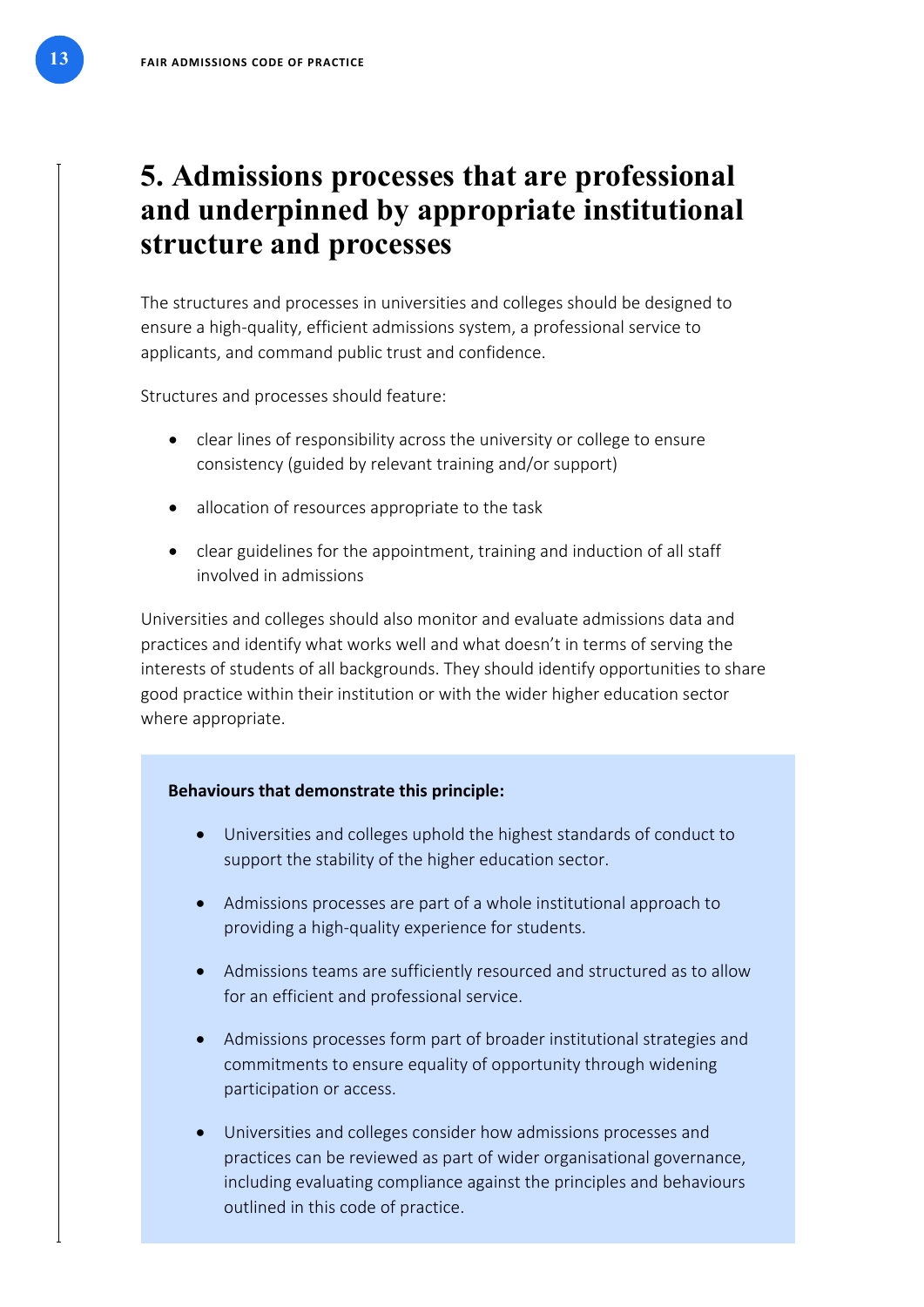# 5. Admissions processes that are professional and underpinned by appropriate institutional structure and processes

The structures and processes in universities and colleges should be designed to ensure a high-quality, efficient admissions system, a professional service to applicants, and command public trust and confidence.

Structures and processes should feature:

- clear lines of responsibility across the university or college to ensure consistency (guided by relevant training and/or support)
- allocation of resources appropriate to the task
- clear guidelines for the appointment, training and induction of all staff involved in admissions

Universities and colleges should also monitor and evaluate admissions data and practices and identify what works well and what doesn't in terms of serving the interests of students of all backgrounds. They should identify opportunities to share good practice within their institution or with the wider higher education sector where appropriate.

**Behaviours that demonstrate this principle:**

- Universities and colleges uphold the highest standards of conduct to support the stability of the higher education sector.
- Admissions processes are part of a whole institutional approach to providing a high-quality experience for students.
- Admissions teams are sufficiently resourced and structured as to allow for an efficient and professional service.
- Admissions processes form part of broader institutional strategies and commitments to ensure equality of opportunity through widening participation or access.
- Universities and colleges consider how admissions processes and practices can be reviewed as part of wider organisational governance, including evaluating compliance against the principles and behaviours outlined in this code of practice.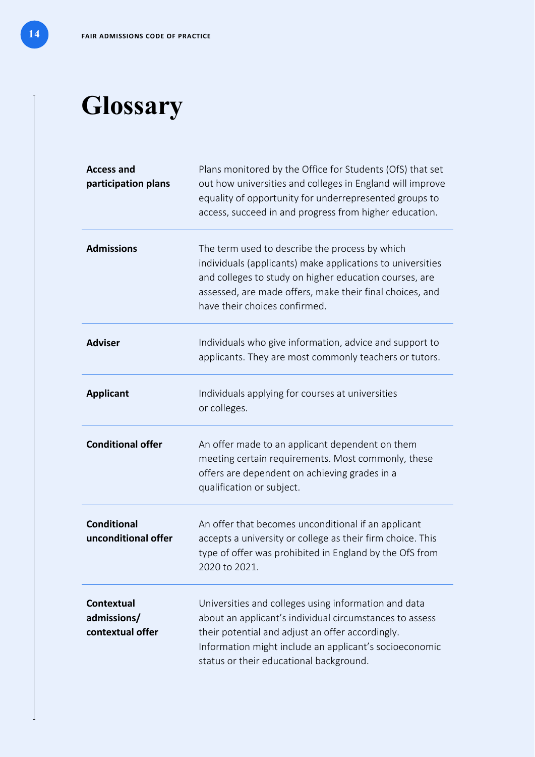# Glossary

| | |
|---|---|
| **Access and participation plans** | Plans monitored by the Office for Students (OfS) that set out how universities and colleges in England will improve equality of opportunity for underrepresented groups to access, succeed in and progress from higher education. |
| **Admissions** | The term used to describe the process by which individuals (applicants) make applications to universities and colleges to study on higher education courses, are assessed, are made offers, make their final choices, and have their choices confirmed. |
| **Adviser** | Individuals who give information, advice and support to applicants. They are most commonly teachers or tutors. |
| **Applicant** | Individuals applying for courses at universities or colleges. |
| **Conditional offer** | An offer made to an applicant dependent on them meeting certain requirements. Most commonly, these offers are dependent on achieving grades in a qualification or subject. |
| **Conditional unconditional offer** | An offer that becomes unconditional if an applicant accepts a university or college as their firm choice. This type of offer was prohibited in England by the OfS from 2020 to 2021. |
| **Contextual admissions/ contextual offer** | Universities and colleges using information and data about an applicant's individual circumstances to assess their potential and adjust an offer accordingly. Information might include an applicant's socioeconomic status or their educational background. |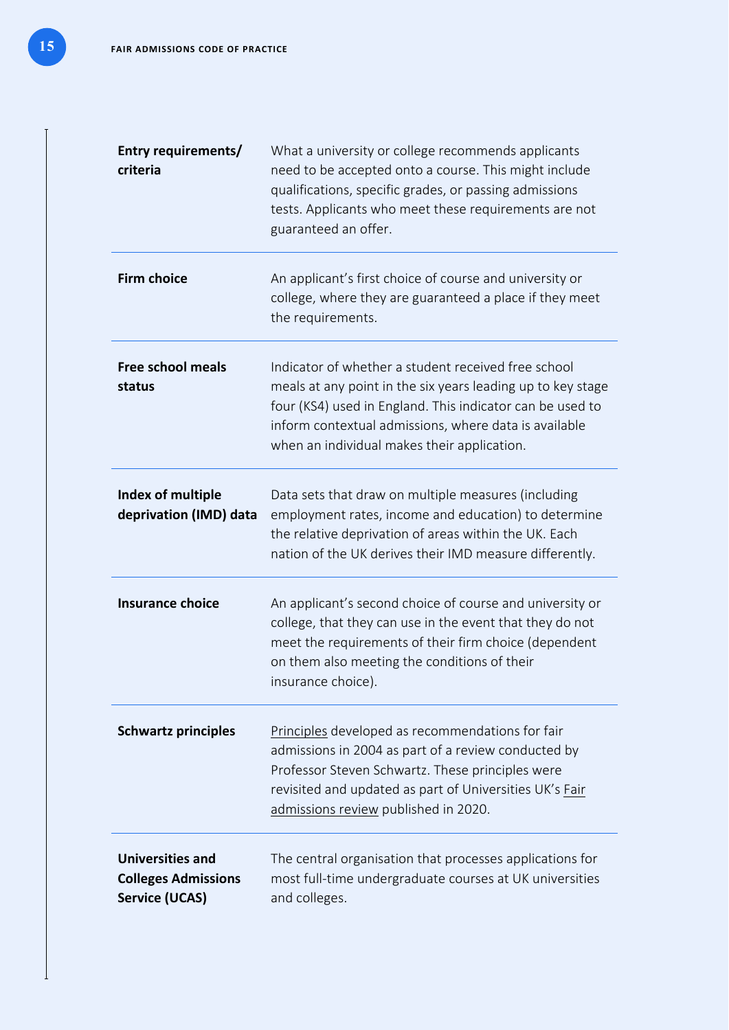| | |
|---|---|
| **Entry requirements/ criteria** | What a university or college recommends applicants need to be accepted onto a course. This might include qualifications, specific grades, or passing admissions tests. Applicants who meet these requirements are not guaranteed an offer. |
| **Firm choice** | An applicant's first choice of course and university or college, where they are guaranteed a place if they meet the requirements. |
| **Free school meals status** | Indicator of whether a student received free school meals at any point in the six years leading up to key stage four (KS4) used in England. This indicator can be used to inform contextual admissions, where data is available when an individual makes their application. |
| **Index of multiple deprivation (IMD) data** | Data sets that draw on multiple measures (including employment rates, income and education) to determine the relative deprivation of areas within the UK. Each nation of the UK derives their IMD measure differently. |
| **Insurance choice** | An applicant's second choice of course and university or college, that they can use in the event that they do not meet the requirements of their firm choice (dependent on them also meeting the conditions of their insurance choice). |
| **Schwartz principles** | Principles developed as recommendations for fair admissions in 2004 as part of a review conducted by Professor Steven Schwartz. These principles were revisited and updated as part of Universities UK's Fair admissions review published in 2020. |
| **Universities and Colleges Admissions Service (UCAS)** | The central organisation that processes applications for most full-time undergraduate courses at UK universities and colleges. |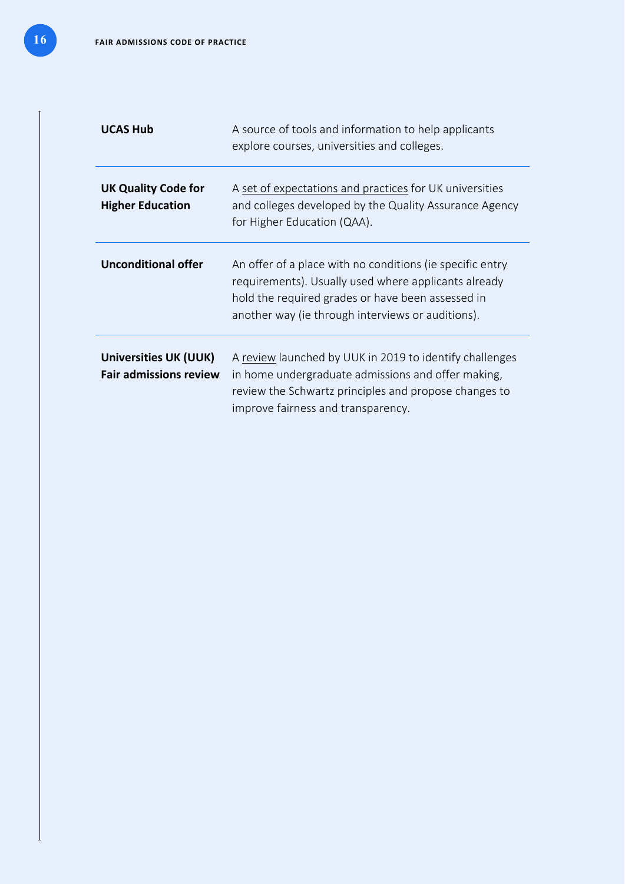| | |
|---|---|
| **UCAS Hub** | A source of tools and information to help applicants explore courses, universities and colleges. |
| **UK Quality Code for Higher Education** | A set of expectations and practices for UK universities and colleges developed by the Quality Assurance Agency for Higher Education (QAA). |
| **Unconditional offer** | An offer of a place with no conditions (ie specific entry requirements). Usually used where applicants already hold the required grades or have been assessed in another way (ie through interviews or auditions). |
| **Universities UK (UUK) Fair admissions review** | A review launched by UUK in 2019 to identify challenges in home undergraduate admissions and offer making, review the Schwartz principles and propose changes to improve fairness and transparency. |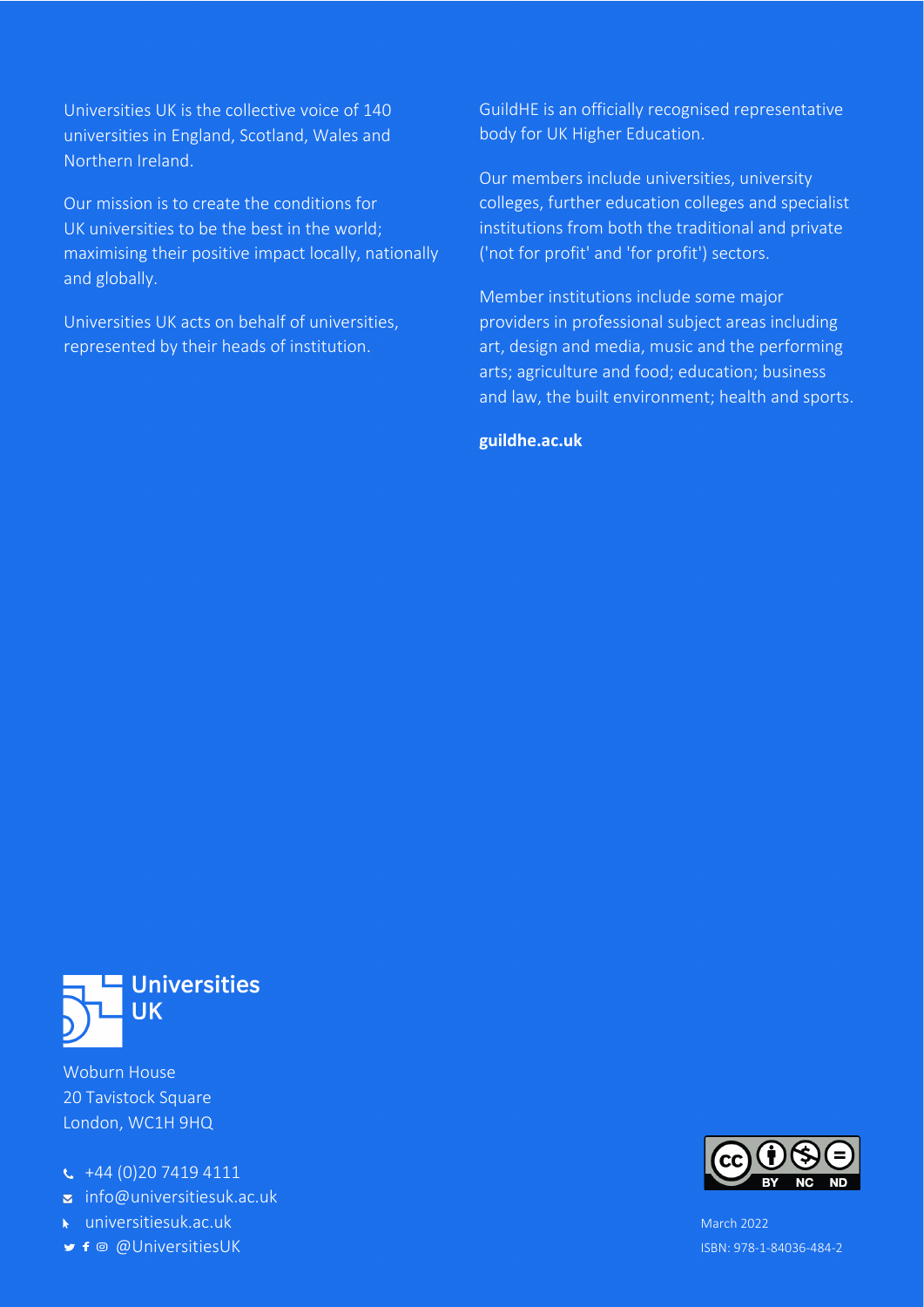Universities UK is the collective voice of 140 universities in England, Scotland, Wales and Northern Ireland.

Our mission is to create the conditions for UK universities to be the best in the world; maximising their positive impact locally, nationally and globally.

Universities UK acts on behalf of universities, represented by their heads of institution.

GuildHE is an officially recognised representative body for UK Higher Education.

Our members include universities, university colleges, further education colleges and specialist institutions from both the traditional and private ('not for profit' and 'for profit') sectors.

Member institutions include some major providers in professional subject areas including art, design and media, music and the performing arts; agriculture and food; education; business and law, the built environment; health and sports.

**guildhe.ac.uk**

Universities UK

Woburn House
20 Tavistock Square
London, WC1H 9HQ

+44 (0)20 7419 4111
info@universitiesuk.ac.uk
universitiesuk.ac.uk
@UniversitiesUK

March 2022
ISBN: 978-1-84036-484-2